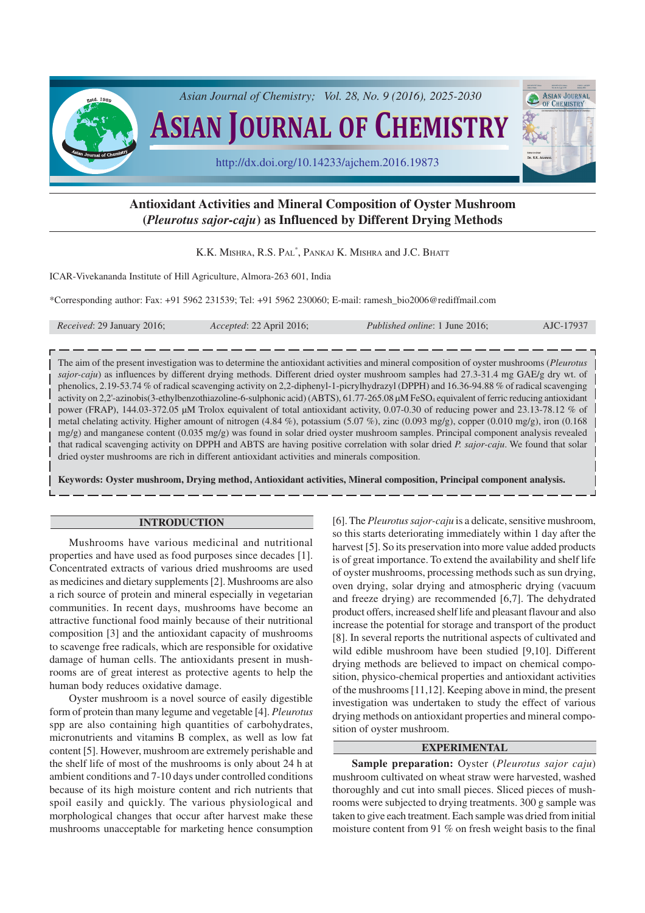# Antioxidant Activities and Mineral Composition of Oyster Mushroom (*Pleurotus sajor-caju*) as Influenced by Different Drying Methods

K.K. Mishra, R.S. Pal*, Pankaj K. Mishra and J.C. Bhatt

ICAR-Vivekananda Institute of Hill Agriculture, Almora-263 601, India

*Corresponding author: Fax: +91 5962 231539; Tel: +91 5962 230060; E-mail: ramesh_bio2006@rediffmail.com

*Received*: 29 January 2016; *Accepted*: 22 April 2016; *Published online*: 1 June 2016; AJC-17937

The aim of the present investigation was to determine the antioxidant activities and mineral composition of oyster mushrooms (*Pleurotus sajor-caju*) as influences by different drying methods. Different dried oyster mushroom samples had 27.3-31.4 mg GAE/g dry wt. of phenolics, 2.19-53.74 % of radical scavenging activity on 2,2-diphenyl-1-picrylhydrazyl (DPPH) and 16.36-94.88 % of radical scavenging activity on 2,2'-azinobis(3-ethylbenzothiazoline-6-sulphonic acid) (ABTS), 61.77-265.08 µM $FeSO_4$ equivalent of ferric reducing antioxidant power (FRAP), 144.03-372.05 µM Trolox equivalent of total antioxidant activity, 0.07-0.30 of reducing power and 23.13-78.12 % of metal chelating activity. Higher amount of nitrogen (4.84 %), potassium (5.07 %), zinc (0.093 mg/g), copper (0.010 mg/g), iron (0.168 mg/g) and manganese content (0.035 mg/g) was found in solar dried oyster mushroom samples. Principal component analysis revealed that radical scavenging activity on DPPH and ABTS are having positive correlation with solar dried *P. sajor-caju*. We found that solar dried oyster mushrooms are rich in different antioxidant activities and minerals composition.

**Keywords: Oyster mushroom, Drying method, Antioxidant activities, Mineral composition, Principal component analysis.**

## INTRODUCTION

Mushrooms have various medicinal and nutritional properties and have used as food purposes since decades [1]. Concentrated extracts of various dried mushrooms are used as medicines and dietary supplements [2]. Mushrooms are also a rich source of protein and mineral especially in vegetarian communities. In recent days, mushrooms have become an attractive functional food mainly because of their nutritional composition [3] and the antioxidant capacity of mushrooms to scavenge free radicals, which are responsible for oxidative damage of human cells. The antioxidants present in mushrooms are of great interest as protective agents to help the human body reduces oxidative damage.

Oyster mushroom is a novel source of easily digestible form of protein than many legume and vegetable [4]. *Pleurotus* spp are also containing high quantities of carbohydrates, micronutrients and vitamins B complex, as well as low fat content [5]. However, mushroom are extremely perishable and the shelf life of most of the mushrooms is only about 24 h at ambient conditions and 7-10 days under controlled conditions because of its high moisture content and rich nutrients that spoil easily and quickly. The various physiological and morphological changes that occur after harvest make these mushrooms unacceptable for marketing hence consumption [6]. The *Pleurotus sajor-caju* is a delicate, sensitive mushroom, so this starts deteriorating immediately within 1 day after the harvest [5]. So its preservation into more value added products is of great importance. To extend the availability and shelf life of oyster mushrooms, processing methods such as sun drying, oven drying, solar drying and atmospheric drying (vacuum and freeze drying) are recommended [6,7]. The dehydrated product offers, increased shelf life and pleasant flavour and also increase the potential for storage and transport of the product [8]. In several reports the nutritional aspects of cultivated and wild edible mushroom have been studied [9,10]. Different drying methods are believed to impact on chemical composition, physico-chemical properties and antioxidant activities of the mushrooms [11,12]. Keeping above in mind, the present investigation was undertaken to study the effect of various drying methods on antioxidant properties and mineral composition of oyster mushroom.

## EXPERIMENTAL

**Sample preparation:** Oyster (*Pleurotus sajor caju*) mushroom cultivated on wheat straw were harvested, washed thoroughly and cut into small pieces. Sliced pieces of mushrooms were subjected to drying treatments. 300 g sample was taken to give each treatment. Each sample was dried from initial moisture content from 91 % on fresh weight basis to the final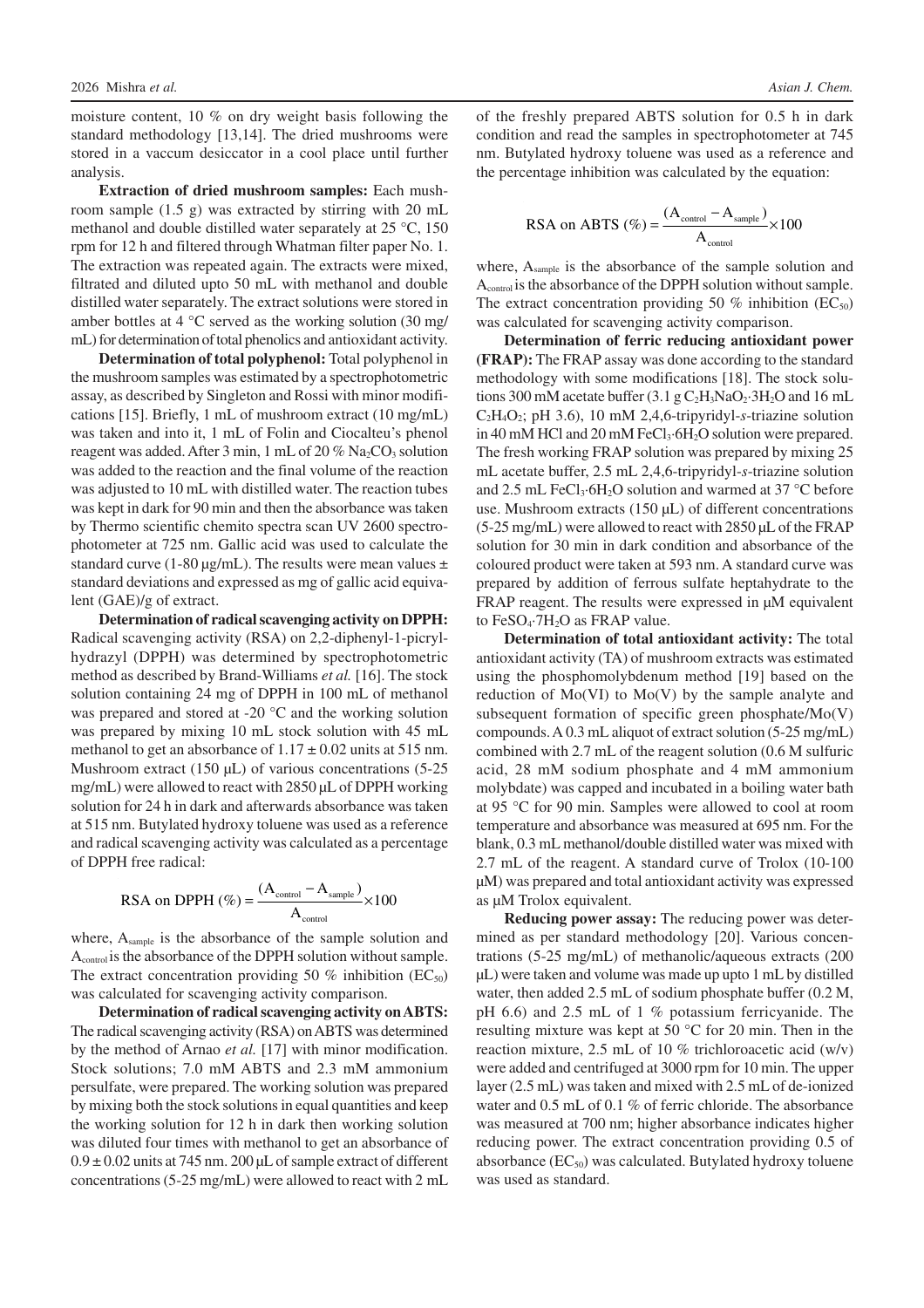moisture content, 10 % on dry weight basis following the standard methodology [13,14]. The dried mushrooms were stored in a vaccum desiccator in a cool place until further analysis.

**Extraction of dried mushroom samples:** Each mushroom sample (1.5 g) was extracted by stirring with 20 mL methanol and double distilled water separately at 25 °C, 150 rpm for 12 h and filtered through Whatman filter paper No. 1. The extraction was repeated again. The extracts were mixed, filtrated and diluted upto 50 mL with methanol and double distilled water separately. The extract solutions were stored in amber bottles at 4 °C served as the working solution (30 mg/mL) for determination of total phenolics and antioxidant activity.

**Determination of total polyphenol:** Total polyphenol in the mushroom samples was estimated by a spectrophotometric assay, as described by Singleton and Rossi with minor modifications [15]. Briefly, 1 mL of mushroom extract (10 mg/mL) was taken and into it, 1 mL of Folin and Ciocalteu's phenol reagent was added. After 3 min, 1 mL of 20 % $Na_2CO_3$ solution was added to the reaction and the final volume of the reaction was adjusted to 10 mL with distilled water. The reaction tubes was kept in dark for 90 min and then the absorbance was taken by Thermo scientific chemito spectra scan UV 2600 spectrophotometer at 725 nm. Gallic acid was used to calculate the standard curve (1-80 μg/mL). The results were mean values ± standard deviations and expressed as mg of gallic acid equivalent (GAE)/g of extract.

**Determination of radical scavenging activity on DPPH:** Radical scavenging activity (RSA) on 2,2-diphenyl-1-picrylhydrazyl (DPPH) was determined by spectrophotometric method as described by Brand-Williams *et al.* [16]. The stock solution containing 24 mg of DPPH in 100 mL of methanol was prepared and stored at -20 °C and the working solution was prepared by mixing 10 mL stock solution with 45 mL methanol to get an absorbance of 1.17 ± 0.02 units at 515 nm. Mushroom extract (150 μL) of various concentrations (5-25 mg/mL) were allowed to react with 2850 μL of DPPH working solution for 24 h in dark and afterwards absorbance was taken at 515 nm. Butylated hydroxy toluene was used as a reference and radical scavenging activity was calculated as a percentage of DPPH free radical:

$$\text{RSA on DPPH (\%)} = \frac{(A_{control} - A_{sample})}{A_{control}} \times 100$$

where, $A_{sample}$ is the absorbance of the sample solution and $A_{control}$ is the absorbance of the DPPH solution without sample. The extract concentration providing 50 % inhibition ($EC_{50}$) was calculated for scavenging activity comparison.

**Determination of radical scavenging activity on ABTS:** The radical scavenging activity (RSA) on ABTS was determined by the method of Arnao *et al.* [17] with minor modification. Stock solutions; 7.0 mM ABTS and 2.3 mM ammonium persulfate, were prepared. The working solution was prepared by mixing both the stock solutions in equal quantities and keep the working solution for 12 h in dark then working solution was diluted four times with methanol to get an absorbance of 0.9 ± 0.02 units at 745 nm. 200 μL of sample extract of different concentrations (5-25 mg/mL) were allowed to react with 2 mL of the freshly prepared ABTS solution for 0.5 h in dark condition and read the samples in spectrophotometer at 745 nm. Butylated hydroxy toluene was used as a reference and the percentage inhibition was calculated by the equation:

$$\text{RSA on ABTS (\%)} = \frac{(A_{control} - A_{sample})}{A_{control}} \times 100$$

where, $A_{sample}$ is the absorbance of the sample solution and $A_{control}$ is the absorbance of the DPPH solution without sample. The extract concentration providing 50 % inhibition ($EC_{50}$) was calculated for scavenging activity comparison.

**Determination of ferric reducing antioxidant power (FRAP):** The FRAP assay was done according to the standard methodology with some modifications [18]. The stock solutions 300 mM acetate buffer (3.1 g $C_2H_3NaO_2 \cdot 3H_2O$ and 16 mL $C_2H_4O_2$; pH 3.6), 10 mM 2,4,6-tripyridyl-*s*-triazine solution in 40 mM HCl and 20 mM $FeCl_3 \cdot 6H_2O$ solution were prepared. The fresh working FRAP solution was prepared by mixing 25 mL acetate buffer, 2.5 mL 2,4,6-tripyridyl-*s*-triazine solution and 2.5 mL $FeCl_3 \cdot 6H_2O$ solution and warmed at 37 °C before use. Mushroom extracts (150 μL) of different concentrations (5-25 mg/mL) were allowed to react with 2850 μL of the FRAP solution for 30 min in dark condition and absorbance of the coloured product were taken at 593 nm. A standard curve was prepared by addition of ferrous sulfate heptahydrate to the FRAP reagent. The results were expressed in μM equivalent to $FeSO_4 \cdot 7H_2O$ as FRAP value.

**Determination of total antioxidant activity:** The total antioxidant activity (TA) of mushroom extracts was estimated using the phosphomolybdenum method [19] based on the reduction of Mo(VI) to Mo(V) by the sample analyte and subsequent formation of specific green phosphate/Mo(V) compounds. A 0.3 mL aliquot of extract solution (5-25 mg/mL) combined with 2.7 mL of the reagent solution (0.6 M sulfuric acid, 28 mM sodium phosphate and 4 mM ammonium molybdate) was capped and incubated in a boiling water bath at 95 °C for 90 min. Samples were allowed to cool at room temperature and absorbance was measured at 695 nm. For the blank, 0.3 mL methanol/double distilled water was mixed with 2.7 mL of the reagent. A standard curve of Trolox (10-100 μM) was prepared and total antioxidant activity was expressed as μM Trolox equivalent.

**Reducing power assay:** The reducing power was determined as per standard methodology [20]. Various concentrations (5-25 mg/mL) of methanolic/aqueous extracts (200 μL) were taken and volume was made up upto 1 mL by distilled water, then added 2.5 mL of sodium phosphate buffer (0.2 M, pH 6.6) and 2.5 mL of 1 % potassium ferricyanide. The resulting mixture was kept at 50 °C for 20 min. Then in the reaction mixture, 2.5 mL of 10 % trichloroacetic acid (w/v) were added and centrifuged at 3000 rpm for 10 min. The upper layer (2.5 mL) was taken and mixed with 2.5 mL of de-ionized water and 0.5 mL of 0.1 % of ferric chloride. The absorbance was measured at 700 nm; higher absorbance indicates higher reducing power. The extract concentration providing 0.5 of absorbance ($EC_{50}$) was calculated. Butylated hydroxy toluene was used as standard.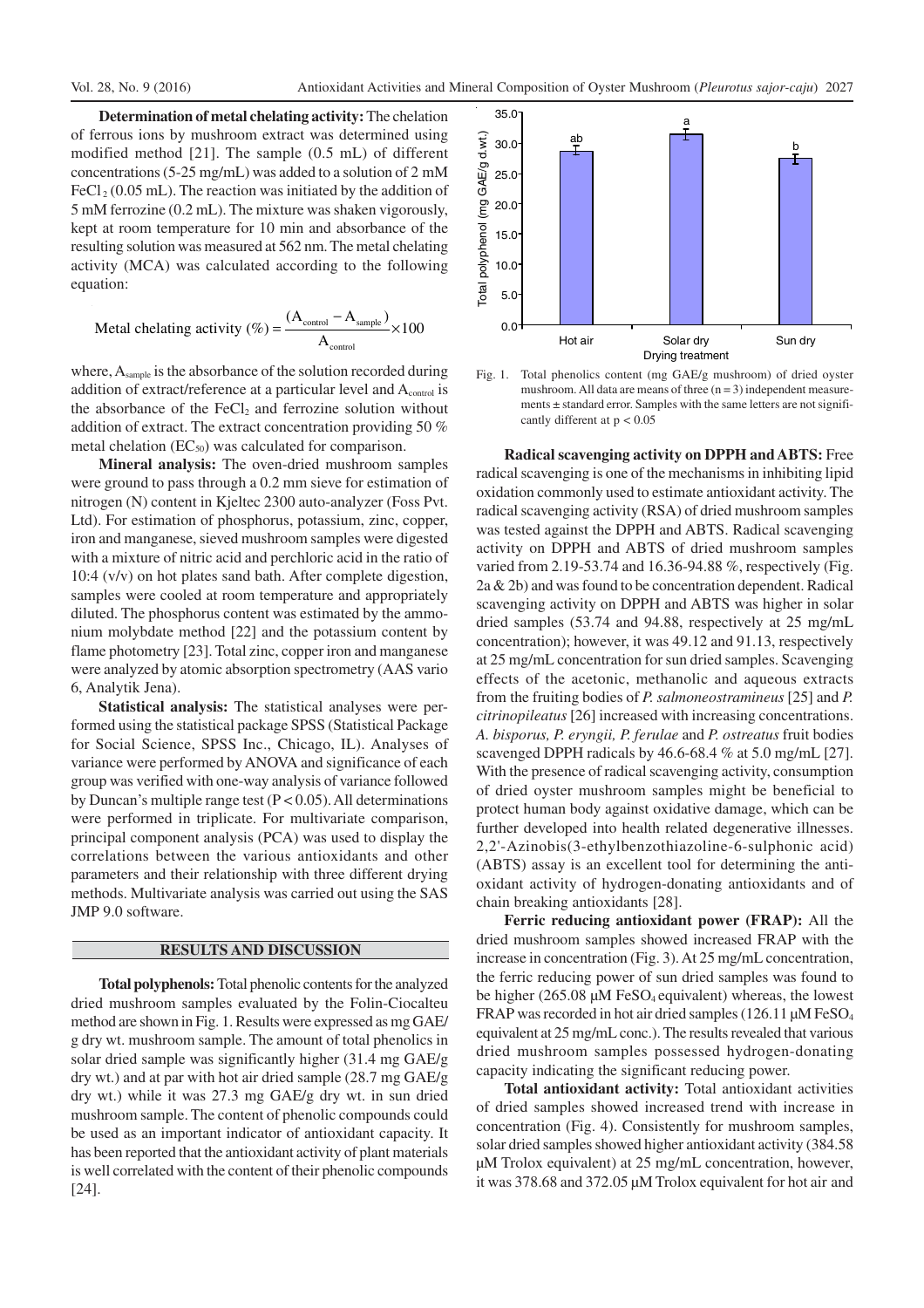**Determination of metal chelating activity:** The chelation of ferrous ions by mushroom extract was determined using modified method [21]. The sample (0.5 mL) of different concentrations (5-25 mg/mL) was added to a solution of 2 mM $FeCl_2$ (0.05 mL). The reaction was initiated by the addition of 5 mM ferrozine (0.2 mL). The mixture was shaken vigorously, kept at room temperature for 10 min and absorbance of the resulting solution was measured at 562 nm. The metal chelating activity (MCA) was calculated according to the following equation:

$$\text{Metal chelating activity (\%)} = \frac{(A_{control} - A_{sample})}{A_{control}} \times 100$$

where, $A_{sample}$ is the absorbance of the solution recorded during addition of extract/reference at a particular level and $A_{control}$ is the absorbance of the $FeCl_2$ and ferrozine solution without addition of extract. The extract concentration providing 50 % metal chelation ($EC_{50}$) was calculated for comparison.

**Mineral analysis:** The oven-dried mushroom samples were ground to pass through a 0.2 mm sieve for estimation of nitrogen (N) content in Kjeltec 2300 auto-analyzer (Foss Pvt. Ltd). For estimation of phosphorus, potassium, zinc, copper, iron and manganese, sieved mushroom samples were digested with a mixture of nitric acid and perchloric acid in the ratio of 10:4 (v/v) on hot plates sand bath. After complete digestion, samples were cooled at room temperature and appropriately diluted. The phosphorus content was estimated by the ammonium molybdate method [22] and the potassium content by flame photometry [23]. Total zinc, copper iron and manganese were analyzed by atomic absorption spectrometry (AAS vario 6, Analytik Jena).

**Statistical analysis:** The statistical analyses were performed using the statistical package SPSS (Statistical Package for Social Science, SPSS Inc., Chicago, IL). Analyses of variance were performed by ANOVA and significance of each group was verified with one-way analysis of variance followed by Duncan's multiple range test ($P < 0.05$). All determinations were performed in triplicate. For multivariate comparison, principal component analysis (PCA) was used to display the correlations between the various antioxidants and other parameters and their relationship with three different drying methods. Multivariate analysis was carried out using the SAS JMP 9.0 software.

## RESULTS AND DISCUSSION

**Total polyphenols:** Total phenolic contents for the analyzed dried mushroom samples evaluated by the Folin-Ciocalteu method are shown in Fig. 1. Results were expressed as mg GAE/g dry wt. mushroom sample. The amount of total phenolics in solar dried sample was significantly higher (31.4 mg GAE/g dry wt.) and at par with hot air dried sample (28.7 mg GAE/g dry wt.) while it was 27.3 mg GAE/g dry wt. in sun dried mushroom sample. The content of phenolic compounds could be used as an important indicator of antioxidant capacity. It has been reported that the antioxidant activity of plant materials is well correlated with the content of their phenolic compounds [24].

Fig. 1. Total phenolics content (mg GAE/g mushroom) of dried oyster mushroom. All data are means of three (n = 3) independent measurements ± standard error. Samples with the same letters are not significantly different at $p < 0.05$

**Radical scavenging activity on DPPH and ABTS:** Free radical scavenging is one of the mechanisms in inhibiting lipid oxidation commonly used to estimate antioxidant activity. The radical scavenging activity (RSA) of dried mushroom samples was tested against the DPPH and ABTS. Radical scavenging activity on DPPH and ABTS of dried mushroom samples varied from 2.19-53.74 and 16.36-94.88 %, respectively (Fig. 2a & 2b) and was found to be concentration dependent. Radical scavenging activity on DPPH and ABTS was higher in solar dried samples (53.74 and 94.88, respectively at 25 mg/mL concentration); however, it was 49.12 and 91.13, respectively at 25 mg/mL concentration for sun dried samples. Scavenging effects of the acetonic, methanolic and aqueous extracts from the fruiting bodies of *P. salmoneostramineus* [25] and *P. citrinopileatus* [26] increased with increasing concentrations. *A. bisporus, P. eryngii, P. ferulae* and *P. ostreatus* fruit bodies scavenged DPPH radicals by 46.6-68.4 % at 5.0 mg/mL [27]. With the presence of radical scavenging activity, consumption of dried oyster mushroom samples might be beneficial to protect human body against oxidative damage, which can be further developed into health related degenerative illnesses. 2,2'-Azinobis(3-ethylbenzothiazoline-6-sulphonic acid) (ABTS) assay is an excellent tool for determining the antioxidant activity of hydrogen-donating antioxidants and of chain breaking antioxidants [28].

**Ferric reducing antioxidant power (FRAP):** All the dried mushroom samples showed increased FRAP with the increase in concentration (Fig. 3). At 25 mg/mL concentration, the ferric reducing power of sun dried samples was found to be higher (265.08 μM $FeSO_4$ equivalent) whereas, the lowest FRAP was recorded in hot air dried samples (126.11 μM $FeSO_4$ equivalent at 25 mg/mL conc.). The results revealed that various dried mushroom samples possessed hydrogen-donating capacity indicating the significant reducing power.

**Total antioxidant activity:** Total antioxidant activities of dried samples showed increased trend with increase in concentration (Fig. 4). Consistently for mushroom samples, solar dried samples showed higher antioxidant activity (384.58 μM Trolox equivalent) at 25 mg/mL concentration, however, it was 378.68 and 372.05 μM Trolox equivalent for hot air and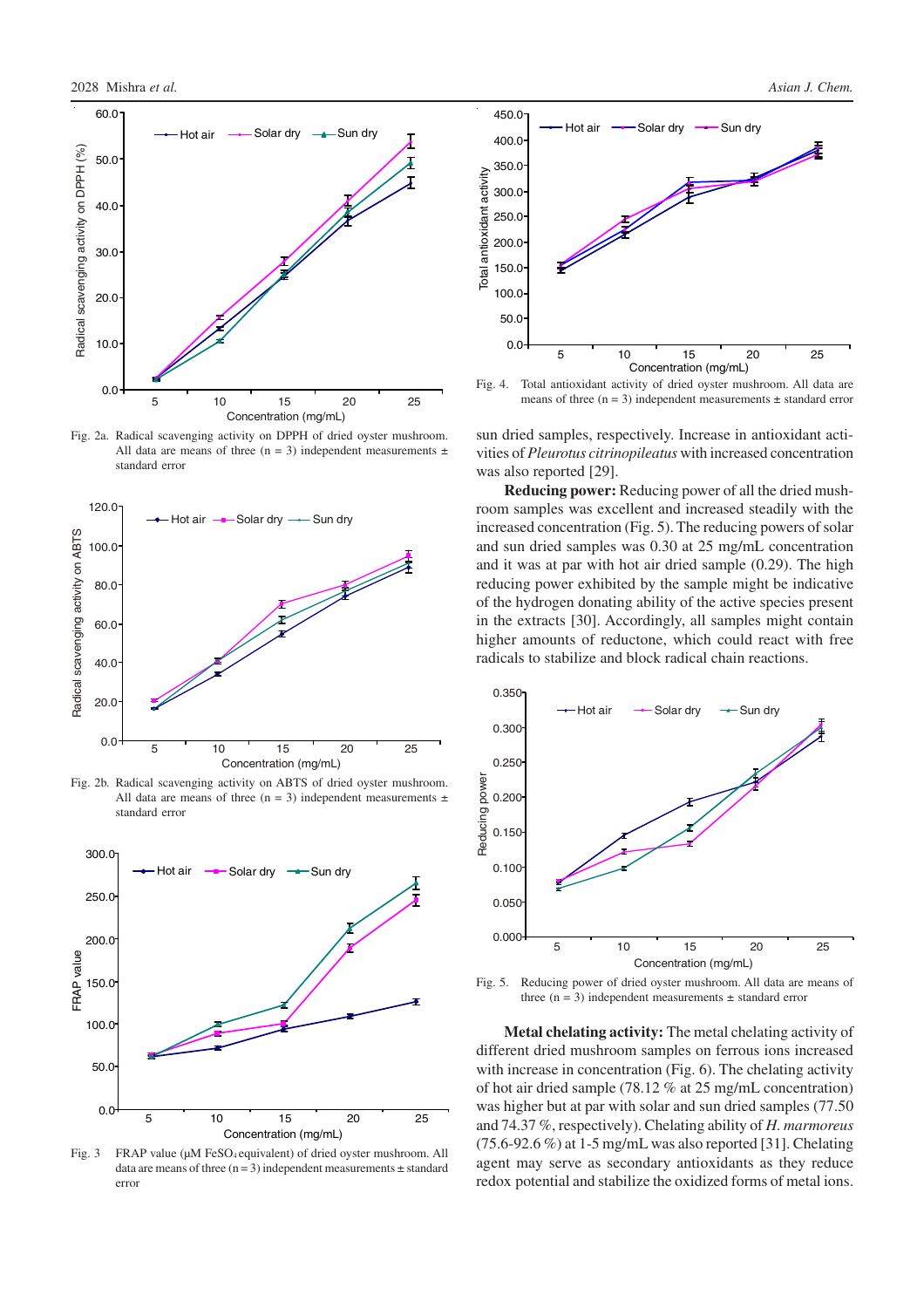Fig. 2a. Radical scavenging activity on DPPH of dried oyster mushroom. All data are means of three (n = 3) independent measurements ± standard error

Fig. 2b. Radical scavenging activity on ABTS of dried oyster mushroom. All data are means of three (n = 3) independent measurements ± standard error

Fig. 3 FRAP value (μM $FeSO_4$ equivalent) of dried oyster mushroom. All data are means of three (n = 3) independent measurements ± standard error

Fig. 4. Total antioxidant activity of dried oyster mushroom. All data are means of three (n = 3) independent measurements ± standard error

sun dried samples, respectively. Increase in antioxidant activities of *Pleurotus citrinopileatus* with increased concentration was also reported [29].

**Reducing power:** Reducing power of all the dried mushroom samples was excellent and increased steadily with the increased concentration (Fig. 5). The reducing powers of solar and sun dried samples was 0.30 at 25 mg/mL concentration and it was at par with hot air dried sample (0.29). The high reducing power exhibited by the sample might be indicative of the hydrogen donating ability of the active species present in the extracts [30]. Accordingly, all samples might contain higher amounts of reductone, which could react with free radicals to stabilize and block radical chain reactions.

Fig. 5. Reducing power of dried oyster mushroom. All data are means of three (n = 3) independent measurements ± standard error

**Metal chelating activity:** The metal chelating activity of different dried mushroom samples on ferrous ions increased with increase in concentration (Fig. 6). The chelating activity of hot air dried sample (78.12 % at 25 mg/mL concentration) was higher but at par with solar and sun dried samples (77.50 and 74.37 %, respectively). Chelating ability of *H. marmoreus* (75.6-92.6 %) at 1-5 mg/mL was also reported [31]. Chelating agent may serve as secondary antioxidants as they reduce redox potential and stabilize the oxidized forms of metal ions.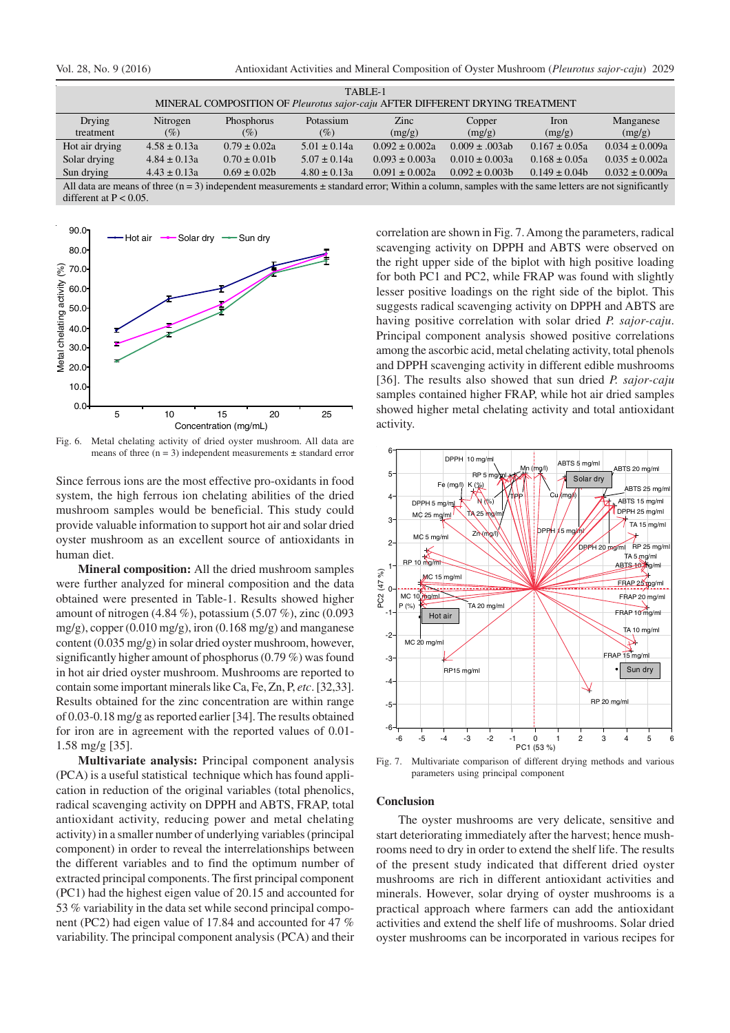TABLE-1
MINERAL COMPOSITION OF *Pleurotus sajor-caju* AFTER DIFFERENT DRYING TREATMENT

| Drying treatment | Nitrogen (%) | Phosphorus (%) | Potassium (%) | Zinc (mg/g) | Copper (mg/g) | Iron (mg/g) | Manganese (mg/g) |
|---|---|---|---|---|---|---|---|
| Hot air drying | 4.58 ± 0.13a | 0.79 ± 0.02a | 5.01 ± 0.14a | 0.092 ± 0.002a | 0.009 ± .003ab | 0.167 ± 0.05a | 0.034 ± 0.009a |
| Solar drying | 4.84 ± 0.13a | 0.70 ± 0.01b | 5.07 ± 0.14a | 0.093 ± 0.003a | 0.010 ± 0.003a | 0.168 ± 0.05a | 0.035 ± 0.002a |
| Sun drying | 4.43 ± 0.13a | 0.69 ± 0.02b | 4.80 ± 0.13a | 0.091 ± 0.002a | 0.092 ± 0.003b | 0.149 ± 0.04b | 0.032 ± 0.009a |

All data are means of three (n = 3) independent measurements ± standard error; Within a column, samples with the same letters are not significantly different at P < 0.05.

Fig. 6. Metal chelating activity of dried oyster mushroom. All data are means of three (n = 3) independent measurements ± standard error

Since ferrous ions are the most effective pro-oxidants in food system, the high ferrous ion chelating abilities of the dried mushroom samples would be beneficial. This study could provide valuable information to support hot air and solar dried oyster mushroom as an excellent source of antioxidants in human diet.

**Mineral composition:** All the dried mushroom samples were further analyzed for mineral composition and the data obtained were presented in Table-1. Results showed higher amount of nitrogen (4.84 %), potassium (5.07 %), zinc (0.093 mg/g), copper (0.010 mg/g), iron (0.168 mg/g) and manganese content (0.035 mg/g) in solar dried oyster mushroom, however, significantly higher amount of phosphorus (0.79 %) was found in hot air dried oyster mushroom. Mushrooms are reported to contain some important minerals like Ca, Fe, Zn, P, *etc*. [32,33]. Results obtained for the zinc concentration are within range of 0.03-0.18 mg/g as reported earlier [34]. The results obtained for iron are in agreement with the reported values of 0.01-1.58 mg/g [35].

**Multivariate analysis:** Principal component analysis (PCA) is a useful statistical technique which has found application in reduction of the original variables (total phenolics, radical scavenging activity on DPPH and ABTS, FRAP, total antioxidant activity, reducing power and metal chelating activity) in a smaller number of underlying variables (principal component) in order to reveal the interrelationships between the different variables and to find the optimum number of extracted principal components. The first principal component (PC1) had the highest eigen value of 20.15 and accounted for 53 % variability in the data set while second principal component (PC2) had eigen value of 17.84 and accounted for 47 % variability. The principal component analysis (PCA) and their correlation are shown in Fig. 7. Among the parameters, radical scavenging activity on DPPH and ABTS were observed on the right upper side of the biplot with high positive loading for both PC1 and PC2, while FRAP was found with slightly lesser positive loadings on the right side of the biplot. This suggests radical scavenging activity on DPPH and ABTS are having positive correlation with solar dried *P. sajor-caju*. Principal component analysis showed positive correlations among the ascorbic acid, metal chelating activity, total phenols and DPPH scavenging activity in different edible mushrooms [36]. The results also showed that sun dried *P. sajor-caju* samples contained higher FRAP, while hot air dried samples showed higher metal chelating activity and total antioxidant activity.

Fig. 7. Multivariate comparison of different drying methods and various parameters using principal component

## Conclusion

The oyster mushrooms are very delicate, sensitive and start deteriorating immediately after the harvest; hence mushrooms need to dry in order to extend the shelf life. The results of the present study indicated that different dried oyster mushrooms are rich in different antioxidant activities and minerals. However, solar drying of oyster mushrooms is a practical approach where farmers can add the antioxidant activities and extend the shelf life of mushrooms. Solar dried oyster mushrooms can be incorporated in various recipes for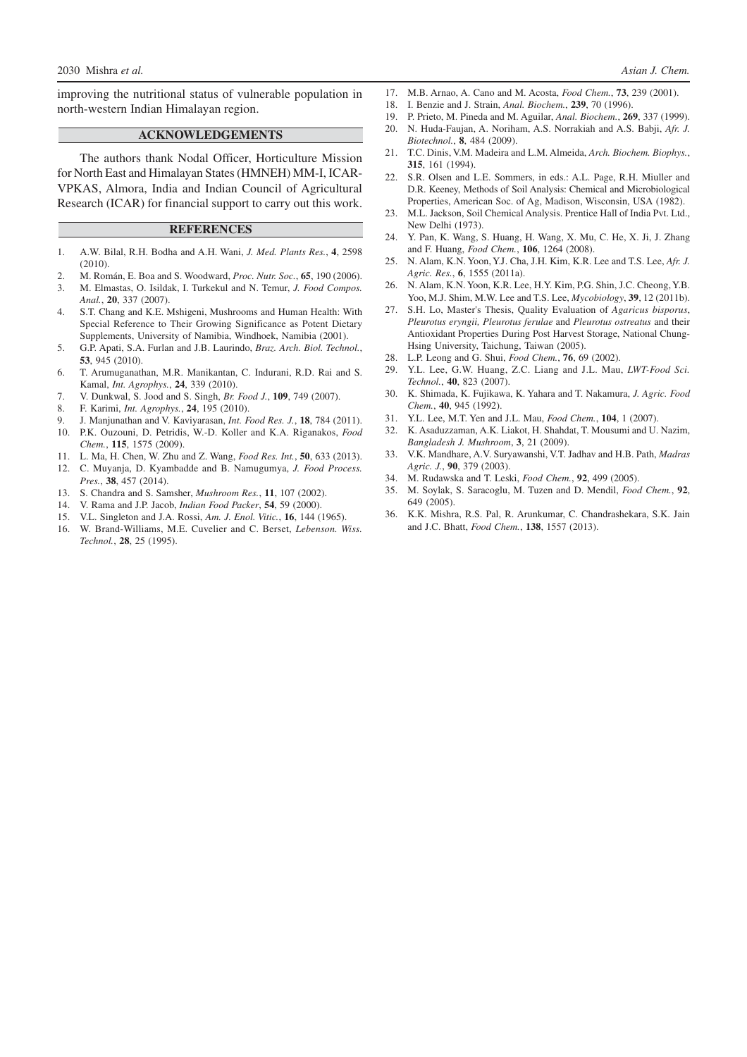improving the nutritional status of vulnerable population in north-western Indian Himalayan region.

## ACKNOWLEDGEMENTS

The authors thank Nodal Officer, Horticulture Mission for North East and Himalayan States (HMNEH) MM-I, ICAR-VPKAS, Almora, India and Indian Council of Agricultural Research (ICAR) for financial support to carry out this work.

## REFERENCES

1. A.W. Bilal, R.H. Bodha and A.H. Wani, *J. Med. Plants Res.*, **4**, 2598 (2010).
2. M. Román, E. Boa and S. Woodward, *Proc. Nutr. Soc.*, **65**, 190 (2006).
3. M. Elmastas, O. Isildak, I. Turkekul and N. Temur, *J. Food Compos. Anal.*, **20**, 337 (2007).
4. S.T. Chang and K.E. Mshigeni, Mushrooms and Human Health: With Special Reference to Their Growing Significance as Potent Dietary Supplements, University of Namibia, Windhoek, Namibia (2001).
5. G.P. Apati, S.A. Furlan and J.B. Laurindo, *Braz. Arch. Biol. Technol.*, **53**, 945 (2010).
6. T. Arumuganathan, M.R. Manikantan, C. Indurani, R.D. Rai and S. Kamal, *Int. Agrophys.*, **24**, 339 (2010).
7. V. Dunkwal, S. Jood and S. Singh, *Br. Food J.*, **109**, 749 (2007).
8. F. Karimi, *Int. Agrophys.*, **24**, 195 (2010).
9. J. Manjunathan and V. Kaviyarasan, *Int. Food Res. J.*, **18**, 784 (2011).
10. P.K. Ouzouni, D. Petridis, W.-D. Koller and K.A. Riganakos, *Food Chem.*, **115**, 1575 (2009).
11. L. Ma, H. Chen, W. Zhu and Z. Wang, *Food Res. Int.*, **50**, 633 (2013).
12. C. Muyanja, D. Kyambadde and B. Namugumya, *J. Food Process. Pres.*, **38**, 457 (2014).
13. S. Chandra and S. Samsher, *Mushroom Res.*, **11**, 107 (2002).
14. V. Rama and J.P. Jacob, *Indian Food Packer*, **54**, 59 (2000).
15. V.L. Singleton and J.A. Rossi, *Am. J. Enol. Vitic.*, **16**, 144 (1965).
16. W. Brand-Williams, M.E. Cuvelier and C. Berset, *Lebenson. Wiss. Technol.*, **28**, 25 (1995).
17. M.B. Arnao, A. Cano and M. Acosta, *Food Chem.*, **73**, 239 (2001).
18. I. Benzie and J. Strain, *Anal. Biochem.*, **239**, 70 (1996).
19. P. Prieto, M. Pineda and M. Aguilar, *Anal. Biochem.*, **269**, 337 (1999).
20. N. Huda-Faujan, A. Noriham, A.S. Norrakiah and A.S. Babji, *Afr. J. Biotechnol.*, **8**, 484 (2009).
21. T.C. Dinis, V.M. Madeira and L.M. Almeida, *Arch. Biochem. Biophys.*, **315**, 161 (1994).
22. S.R. Olsen and L.E. Sommers, in eds.: A.L. Page, R.H. Miuller and D.R. Keeney, Methods of Soil Analysis: Chemical and Microbiological Properties, American Soc. of Ag, Madison, Wisconsin, USA (1982).
23. M.L. Jackson, Soil Chemical Analysis. Prentice Hall of India Pvt. Ltd., New Delhi (1973).
24. Y. Pan, K. Wang, S. Huang, H. Wang, X. Mu, C. He, X. Ji, J. Zhang and F. Huang, *Food Chem.*, **106**, 1264 (2008).
25. N. Alam, K.N. Yoon, Y.J. Cha, J.H. Kim, K.R. Lee and T.S. Lee, *Afr. J. Agric. Res.*, **6**, 1555 (2011a).
26. N. Alam, K.N. Yoon, K.R. Lee, H.Y. Kim, P.G. Shin, J.C. Cheong, Y.B. Yoo, M.J. Shim, M.W. Lee and T.S. Lee, *Mycobiology*, **39**, 12 (2011b).
27. S.H. Lo, Master's Thesis, Quality Evaluation of *Agaricus bisporus*, *Pleurotus eryngii, Pleurotus ferulae* and *Pleurotus ostreatus* and their Antioxidant Properties During Post Harvest Storage, National Chung-Hsing University, Taichung, Taiwan (2005).
28. L.P. Leong and G. Shui, *Food Chem.*, **76**, 69 (2002).
29. Y.L. Lee, G.W. Huang, Z.C. Liang and J.L. Mau, *LWT-Food Sci. Technol.*, **40**, 823 (2007).
30. K. Shimada, K. Fujikawa, K. Yahara and T. Nakamura, *J. Agric. Food Chem.*, **40**, 945 (1992).
31. Y.L. Lee, M.T. Yen and J.L. Mau, *Food Chem.*, **104**, 1 (2007).
32. K. Asaduzzaman, A.K. Liakot, H. Shahdat, T. Mousumi and U. Nazim, *Bangladesh J. Mushroom*, **3**, 21 (2009).
33. V.K. Mandhare, A.V. Suryawanshi, V.T. Jadhav and H.B. Path, *Madras Agric. J.*, **90**, 379 (2003).
34. M. Rudawska and T. Leski, *Food Chem.*, **92**, 499 (2005).
35. M. Soylak, S. Saracoglu, M. Tuzen and D. Mendil, *Food Chem.*, **92**, 649 (2005).
36. K.K. Mishra, R.S. Pal, R. Arunkumar, C. Chandrashekara, S.K. Jain and J.C. Bhatt, *Food Chem.*, **138**, 1557 (2013).